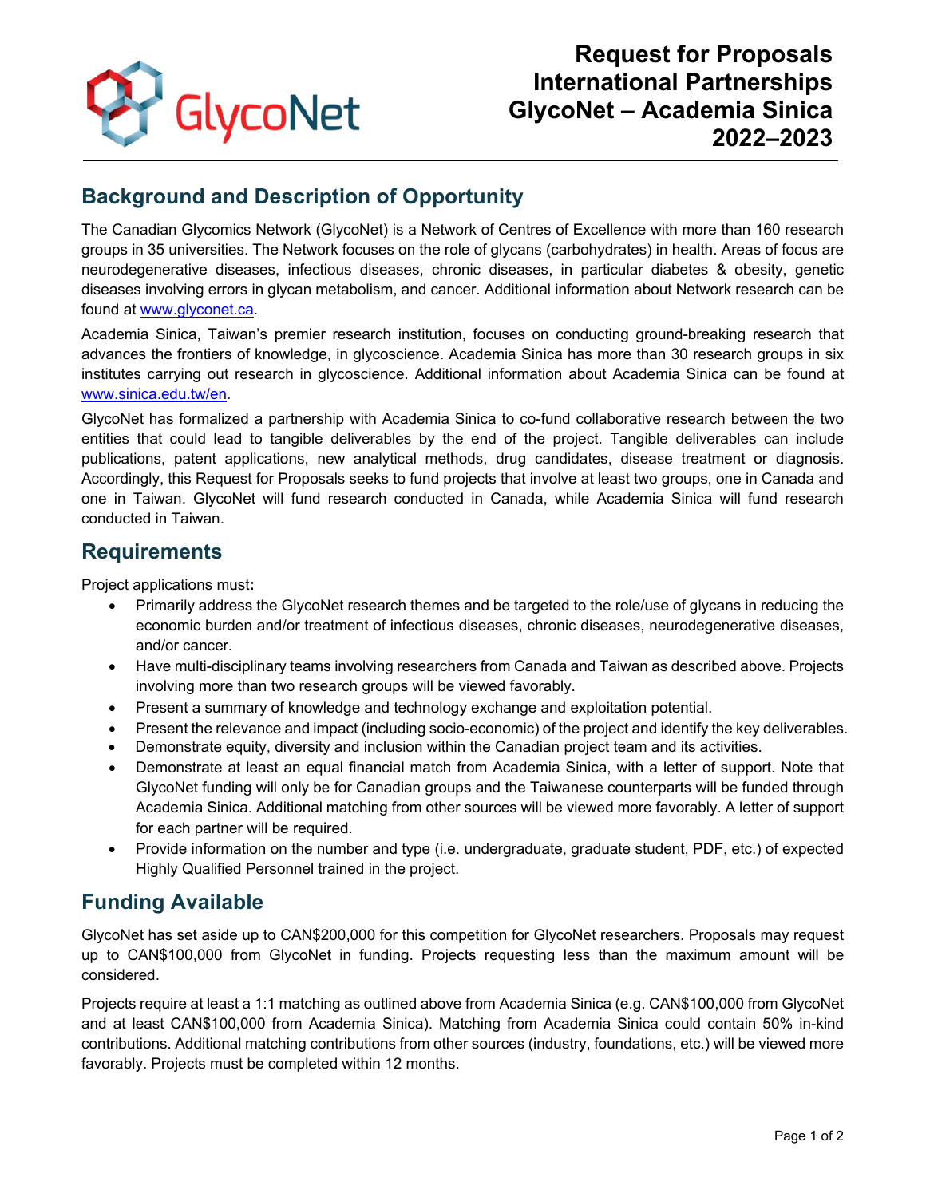GlycoNet

# Request for Proposals International Partnerships GlycoNet – Academia Sinica 2022–2023

## Background and Description of Opportunity

The Canadian Glycomics Network (GlycoNet) is a Network of Centres of Excellence with more than 160 research groups in 35 universities. The Network focuses on the role of glycans (carbohydrates) in health. Areas of focus are neurodegenerative diseases, infectious diseases, chronic diseases, in particular diabetes & obesity, genetic diseases involving errors in glycan metabolism, and cancer. Additional information about Network research can be found at [www.glyconet.ca](http://www.glyconet.ca).

Academia Sinica, Taiwan's premier research institution, focuses on conducting ground-breaking research that advances the frontiers of knowledge, in glycoscience. Academia Sinica has more than 30 research groups in six institutes carrying out research in glycoscience. Additional information about Academia Sinica can be found at [www.sinica.edu.tw/en](http://www.sinica.edu.tw/en).

GlycoNet has formalized a partnership with Academia Sinica to co-fund collaborative research between the two entities that could lead to tangible deliverables by the end of the project. Tangible deliverables can include publications, patent applications, new analytical methods, drug candidates, disease treatment or diagnosis. Accordingly, this Request for Proposals seeks to fund projects that involve at least two groups, one in Canada and one in Taiwan. GlycoNet will fund research conducted in Canada, while Academia Sinica will fund research conducted in Taiwan.

## Requirements

Project applications must**:**

- Primarily address the GlycoNet research themes and be targeted to the role/use of glycans in reducing the economic burden and/or treatment of infectious diseases, chronic diseases, neurodegenerative diseases, and/or cancer.
- Have multi-disciplinary teams involving researchers from Canada and Taiwan as described above. Projects involving more than two research groups will be viewed favorably.
- Present a summary of knowledge and technology exchange and exploitation potential.
- Present the relevance and impact (including socio-economic) of the project and identify the key deliverables.
- Demonstrate equity, diversity and inclusion within the Canadian project team and its activities.
- Demonstrate at least an equal financial match from Academia Sinica, with a letter of support. Note that GlycoNet funding will only be for Canadian groups and the Taiwanese counterparts will be funded through Academia Sinica. Additional matching from other sources will be viewed more favorably. A letter of support for each partner will be required.
- Provide information on the number and type (i.e. undergraduate, graduate student, PDF, etc.) of expected Highly Qualified Personnel trained in the project.

## Funding Available

GlycoNet has set aside up to CAN$200,000 for this competition for GlycoNet researchers. Proposals may request up to CAN$100,000 from GlycoNet in funding. Projects requesting less than the maximum amount will be considered.

Projects require at least a 1:1 matching as outlined above from Academia Sinica (e.g. CAN$100,000 from GlycoNet and at least CAN$100,000 from Academia Sinica). Matching from Academia Sinica could contain 50% in-kind contributions. Additional matching contributions from other sources (industry, foundations, etc.) will be viewed more favorably. Projects must be completed within 12 months.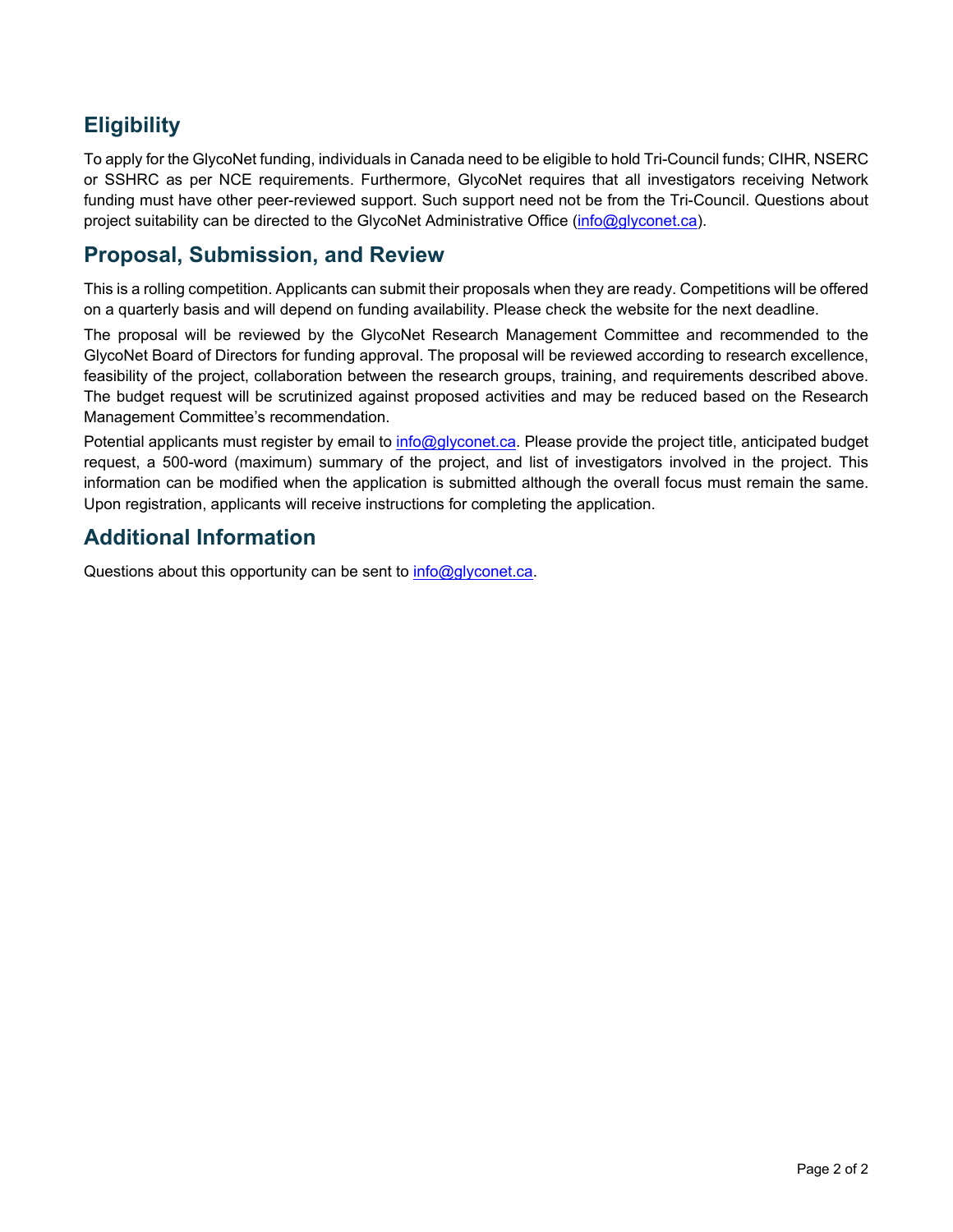## Eligibility

To apply for the GlycoNet funding, individuals in Canada need to be eligible to hold Tri-Council funds; CIHR, NSERC or SSHRC as per NCE requirements. Furthermore, GlycoNet requires that all investigators receiving Network funding must have other peer-reviewed support. Such support need not be from the Tri-Council. Questions about project suitability can be directed to the GlycoNet Administrative Office (info@glyconet.ca).

## Proposal, Submission, and Review

This is a rolling competition. Applicants can submit their proposals when they are ready. Competitions will be offered on a quarterly basis and will depend on funding availability. Please check the website for the next deadline.

The proposal will be reviewed by the GlycoNet Research Management Committee and recommended to the GlycoNet Board of Directors for funding approval. The proposal will be reviewed according to research excellence, feasibility of the project, collaboration between the research groups, training, and requirements described above. The budget request will be scrutinized against proposed activities and may be reduced based on the Research Management Committee's recommendation.

Potential applicants must register by email to info@glyconet.ca. Please provide the project title, anticipated budget request, a 500-word (maximum) summary of the project, and list of investigators involved in the project. This information can be modified when the application is submitted although the overall focus must remain the same. Upon registration, applicants will receive instructions for completing the application.

## Additional Information

Questions about this opportunity can be sent to info@glyconet.ca.